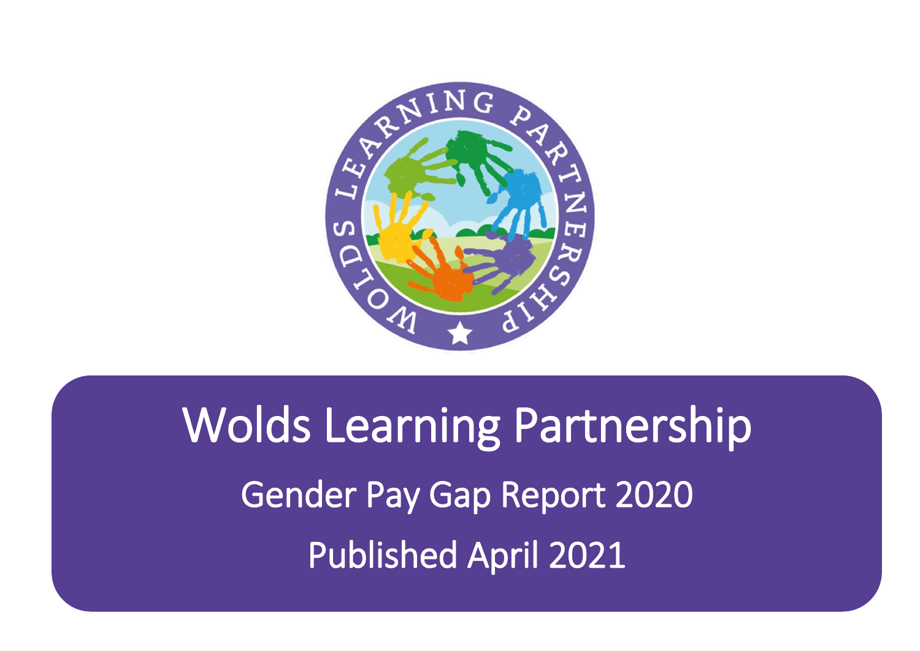# Wolds Learning Partnership

## Gender Pay Gap Report 2020

Published April 2021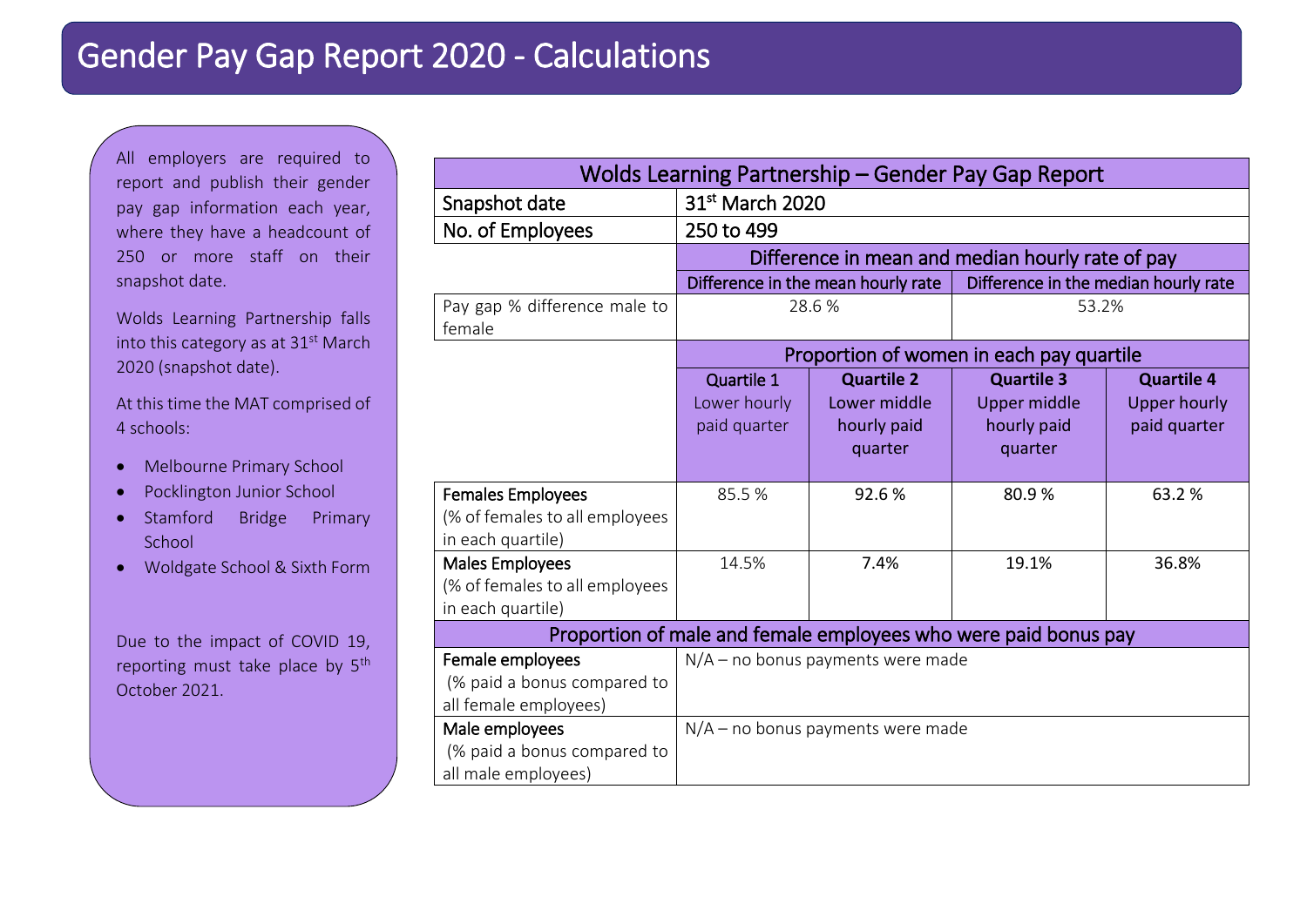# Gender Pay Gap Report 2020 - Calculations

All employers are required to report and publish their gender pay gap information each year, where they have a headcount of 250 or more staff on their snapshot date.

Wolds Learning Partnership falls into this category as at 31st March 2020 (snapshot date).

At this time the MAT comprised of 4 schools:

- Melbourne Primary School
- Pocklington Junior School
- Stamford Bridge Primary School
- Woldgate School & Sixth Form

Due to the impact of COVID 19, reporting must take place by 5th October 2021.

| Wolds Learning Partnership – Gender Pay Gap Report | | | | |
|---|---|---|---|---|
| Snapshot date | 31st March 2020 | | | |
| No. of Employees | 250 to 499 | | | |
| | Difference in mean and median hourly rate of pay | | | |
| | Difference in the mean hourly rate | | Difference in the median hourly rate | |
| Pay gap % difference male to female | 28.6 % | | 53.2% | |
| | Proportion of women in each pay quartile | | | |
| | **Quartile 1** Lower hourly paid quarter | **Quartile 2** Lower middle hourly paid quarter | **Quartile 3** Upper middle hourly paid quarter | **Quartile 4** Upper hourly paid quarter |
| Females Employees (% of females to all employees in each quartile) | 85.5 % | 92.6 % | 80.9 % | 63.2 % |
| Males Employees (% of females to all employees in each quartile) | 14.5% | 7.4% | 19.1% | 36.8% |
| Proportion of male and female employees who were paid bonus pay | | | | |
| Female employees (% paid a bonus compared to all female employees) | N/A – no bonus payments were made | | | |
| Male employees (% paid a bonus compared to all male employees) | N/A – no bonus payments were made | | | |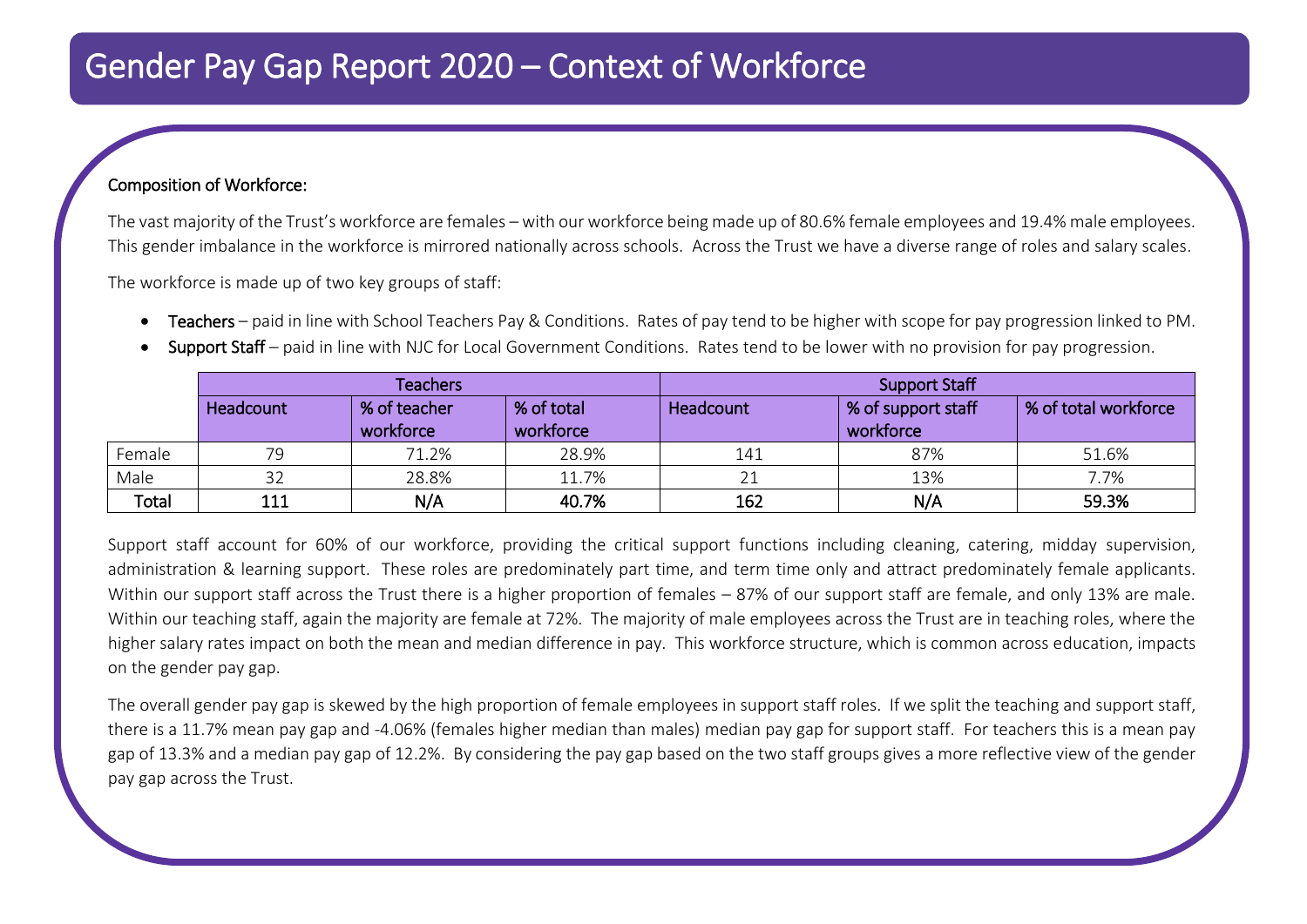# Gender Pay Gap Report 2020 – Context of Workforce

**Composition of Workforce:**

The vast majority of the Trust's workforce are females – with our workforce being made up of 80.6% female employees and 19.4% male employees. This gender imbalance in the workforce is mirrored nationally across schools. Across the Trust we have a diverse range of roles and salary scales.

The workforce is made up of two key groups of staff:

- **Teachers** – paid in line with School Teachers Pay & Conditions. Rates of pay tend to be higher with scope for pay progression linked to PM.
- **Support Staff** – paid in line with NJC for Local Government Conditions. Rates tend to be lower with no provision for pay progression.

| | Teachers | | | Support Staff | | |
|---|---|---|---|---|---|---|
| | Headcount | % of teacher workforce | % of total workforce | Headcount | % of support staff workforce | % of total workforce |
| Female | 79 | 71.2% | 28.9% | 141 | 87% | 51.6% |
| Male | 32 | 28.8% | 11.7% | 21 | 13% | 7.7% |
| **Total** | **111** | **N/A** | **40.7%** | **162** | **N/A** | **59.3%** |

Support staff account for 60% of our workforce, providing the critical support functions including cleaning, catering, midday supervision, administration & learning support. These roles are predominately part time, and term time only and attract predominately female applicants. Within our support staff across the Trust there is a higher proportion of females – 87% of our support staff are female, and only 13% are male. Within our teaching staff, again the majority are female at 72%. The majority of male employees across the Trust are in teaching roles, where the higher salary rates impact on both the mean and median difference in pay. This workforce structure, which is common across education, impacts on the gender pay gap.

The overall gender pay gap is skewed by the high proportion of female employees in support staff roles. If we split the teaching and support staff, there is a 11.7% mean pay gap and -4.06% (females higher median than males) median pay gap for support staff. For teachers this is a mean pay gap of 13.3% and a median pay gap of 12.2%. By considering the pay gap based on the two staff groups gives a more reflective view of the gender pay gap across the Trust.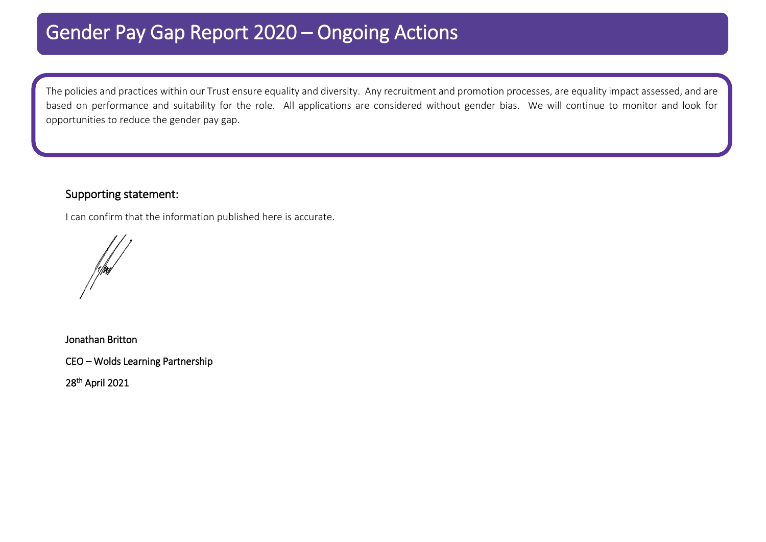# Gender Pay Gap Report 2020 – Ongoing Actions

The policies and practices within our Trust ensure equality and diversity. Any recruitment and promotion processes, are equality impact assessed, and are based on performance and suitability for the role. All applications are considered without gender bias. We will continue to monitor and look for opportunities to reduce the gender pay gap.

## Supporting statement:

I can confirm that the information published here is accurate.

Jonathan Britton

CEO – Wolds Learning Partnership

28th April 2021